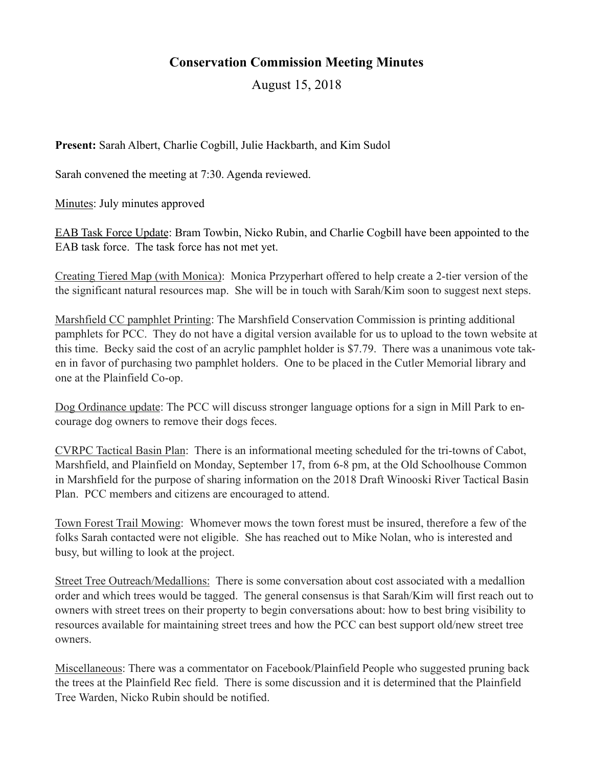# Conservation Commission Meeting Minutes

August 15, 2018

**Present:** Sarah Albert, Charlie Cogbill, Julie Hackbarth, and Kim Sudol

Sarah convened the meeting at 7:30. Agenda reviewed.

Minutes: July minutes approved

EAB Task Force Update: Bram Towbin, Nicko Rubin, and Charlie Cogbill have been appointed to the EAB task force. The task force has not met yet.

Creating Tiered Map (with Monica): Monica Przyperhart offered to help create a 2-tier version of the the significant natural resources map. She will be in touch with Sarah/Kim soon to suggest next steps.

Marshfield CC pamphlet Printing: The Marshfield Conservation Commission is printing additional pamphlets for PCC. They do not have a digital version available for us to upload to the town website at this time. Becky said the cost of an acrylic pamphlet holder is $7.79. There was a unanimous vote taken in favor of purchasing two pamphlet holders. One to be placed in the Cutler Memorial library and one at the Plainfield Co-op.

Dog Ordinance update: The PCC will discuss stronger language options for a sign in Mill Park to encourage dog owners to remove their dogs feces.

CVRPC Tactical Basin Plan: There is an informational meeting scheduled for the tri-towns of Cabot, Marshfield, and Plainfield on Monday, September 17, from 6-8 pm, at the Old Schoolhouse Common in Marshfield for the purpose of sharing information on the 2018 Draft Winooski River Tactical Basin Plan. PCC members and citizens are encouraged to attend.

Town Forest Trail Mowing: Whomever mows the town forest must be insured, therefore a few of the folks Sarah contacted were not eligible. She has reached out to Mike Nolan, who is interested and busy, but willing to look at the project.

Street Tree Outreach/Medallions: There is some conversation about cost associated with a medallion order and which trees would be tagged. The general consensus is that Sarah/Kim will first reach out to owners with street trees on their property to begin conversations about: how to best bring visibility to resources available for maintaining street trees and how the PCC can best support old/new street tree owners.

Miscellaneous: There was a commentator on Facebook/Plainfield People who suggested pruning back the trees at the Plainfield Rec field. There is some discussion and it is determined that the Plainfield Tree Warden, Nicko Rubin should be notified.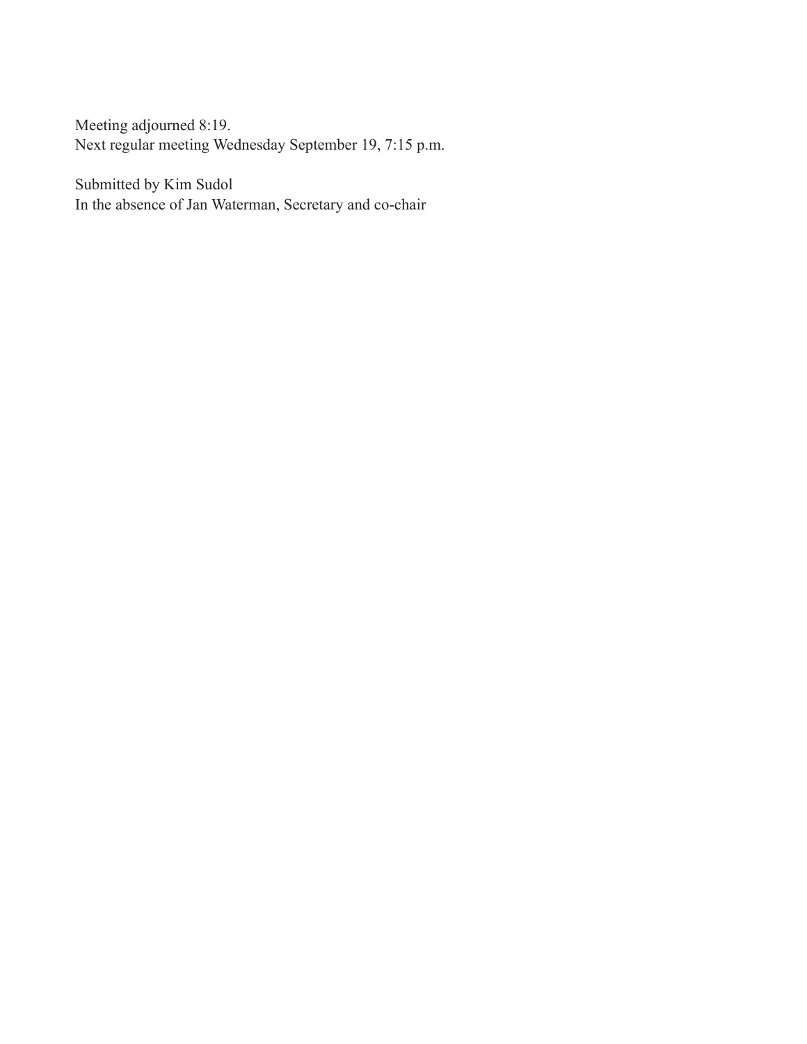Meeting adjourned 8:19.
Next regular meeting Wednesday September 19, 7:15 p.m.

Submitted by Kim Sudol
In the absence of Jan Waterman, Secretary and co-chair